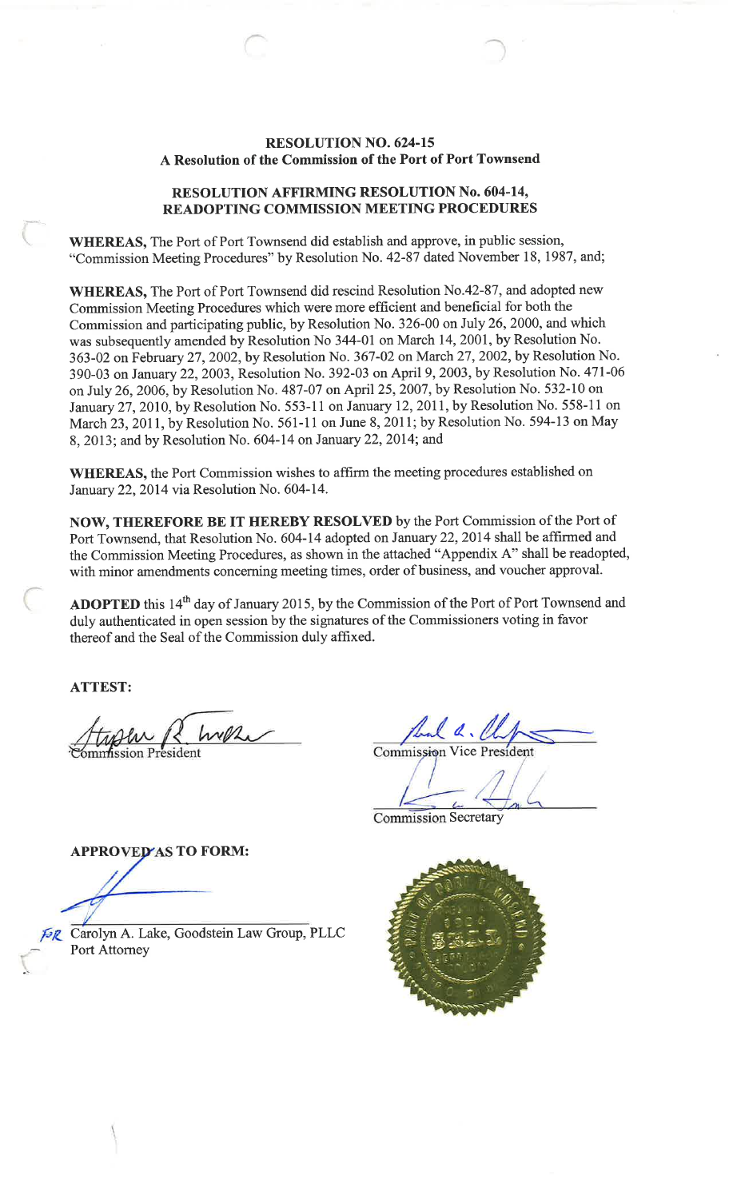**RESOLUTION NO. 624-15**
**A Resolution of the Commission of the Port of Port Townsend**

**RESOLUTION AFFIRMING RESOLUTION No. 604-14, READOPTING COMMISSION MEETING PROCEDURES**

**WHEREAS,** The Port of Port Townsend did establish and approve, in public session, "Commission Meeting Procedures" by Resolution No. 42-87 dated November 18, 1987, and;

**WHEREAS,** The Port of Port Townsend did rescind Resolution No.42-87, and adopted new Commission Meeting Procedures which were more efficient and beneficial for both the Commission and participating public, by Resolution No. 326-00 on July 26, 2000, and which was subsequently amended by Resolution No 344-01 on March 14, 2001, by Resolution No. 363-02 on February 27, 2002, by Resolution No. 367-02 on March 27, 2002, by Resolution No. 390-03 on January 22, 2003, Resolution No. 392-03 on April 9, 2003, by Resolution No. 471-06 on July 26, 2006, by Resolution No. 487-07 on April 25, 2007, by Resolution No. 532-10 on January 27, 2010, by Resolution No. 553-11 on January 12, 2011, by Resolution No. 558-11 on March 23, 2011, by Resolution No. 561-11 on June 8, 2011; by Resolution No. 594-13 on May 8, 2013; and by Resolution No. 604-14 on January 22, 2014; and

**WHEREAS,** the Port Commission wishes to affirm the meeting procedures established on January 22, 2014 via Resolution No. 604-14.

**NOW, THEREFORE BE IT HEREBY RESOLVED** by the Port Commission of the Port of Port Townsend, that Resolution No. 604-14 adopted on January 22, 2014 shall be affirmed and the Commission Meeting Procedures, as shown in the attached "Appendix A" shall be readopted, with minor amendments concerning meeting times, order of business, and voucher approval.

**ADOPTED** this 14th day of January 2015, by the Commission of the Port of Port Townsend and duly authenticated in open session by the signatures of the Commissioners voting in favor thereof and the Seal of the Commission duly affixed.

**ATTEST:**

Commission President

Commission Vice President

Commission Secretary

**APPROVED AS TO FORM:**

FOR Carolyn A. Lake, Goodstein Law Group, PLLC
Port Attorney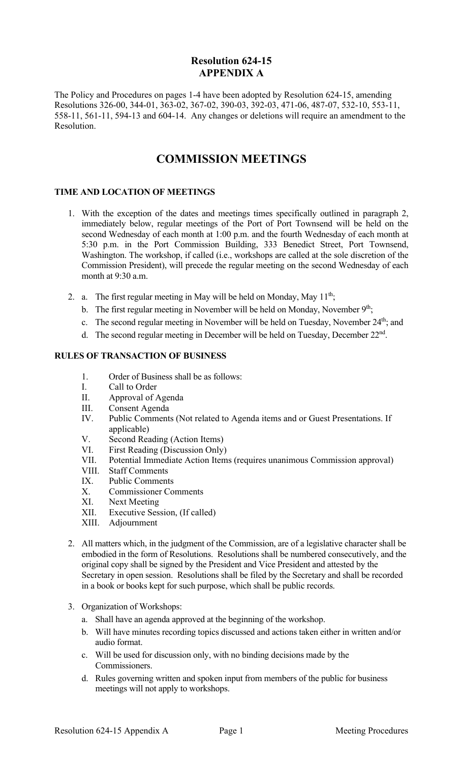# Resolution 624-15
# APPENDIX A

The Policy and Procedures on pages 1-4 have been adopted by Resolution 624-15, amending Resolutions 326-00, 344-01, 363-02, 367-02, 390-03, 392-03, 471-06, 487-07, 532-10, 553-11, 558-11, 561-11, 594-13 and 604-14. Any changes or deletions will require an amendment to the Resolution.

## COMMISSION MEETINGS

### TIME AND LOCATION OF MEETINGS

1. With the exception of the dates and meetings times specifically outlined in paragraph 2, immediately below, regular meetings of the Port of Port Townsend will be held on the second Wednesday of each month at 1:00 p.m. and the fourth Wednesday of each month at 5:30 p.m. in the Port Commission Building, 333 Benedict Street, Port Townsend, Washington. The workshop, if called (i.e., workshops are called at the sole discretion of the Commission President), will precede the regular meeting on the second Wednesday of each month at 9:30 a.m.

2. a. The first regular meeting in May will be held on Monday, May 11th;
   b. The first regular meeting in November will be held on Monday, November 9th;
   c. The second regular meeting in November will be held on Tuesday, November 24th; and
   d. The second regular meeting in December will be held on Tuesday, December 22nd.

### RULES OF TRANSACTION OF BUSINESS

1. Order of Business shall be as follows:
   I. Call to Order
   II. Approval of Agenda
   III. Consent Agenda
   IV. Public Comments (Not related to Agenda items and or Guest Presentations. If applicable)
   V. Second Reading (Action Items)
   VI. First Reading (Discussion Only)
   VII. Potential Immediate Action Items (requires unanimous Commission approval)
   VIII. Staff Comments
   IX. Public Comments
   X. Commissioner Comments
   XI. Next Meeting
   XII. Executive Session, (If called)
   XIII. Adjournment

2. All matters which, in the judgment of the Commission, are of a legislative character shall be embodied in the form of Resolutions. Resolutions shall be numbered consecutively, and the original copy shall be signed by the President and Vice President and attested by the Secretary in open session. Resolutions shall be filed by the Secretary and shall be recorded in a book or books kept for such purpose, which shall be public records.

3. Organization of Workshops:
   a. Shall have an agenda approved at the beginning of the workshop.
   b. Will have minutes recording topics discussed and actions taken either in written and/or audio format.
   c. Will be used for discussion only, with no binding decisions made by the Commissioners.
   d. Rules governing written and spoken input from members of the public for business meetings will not apply to workshops.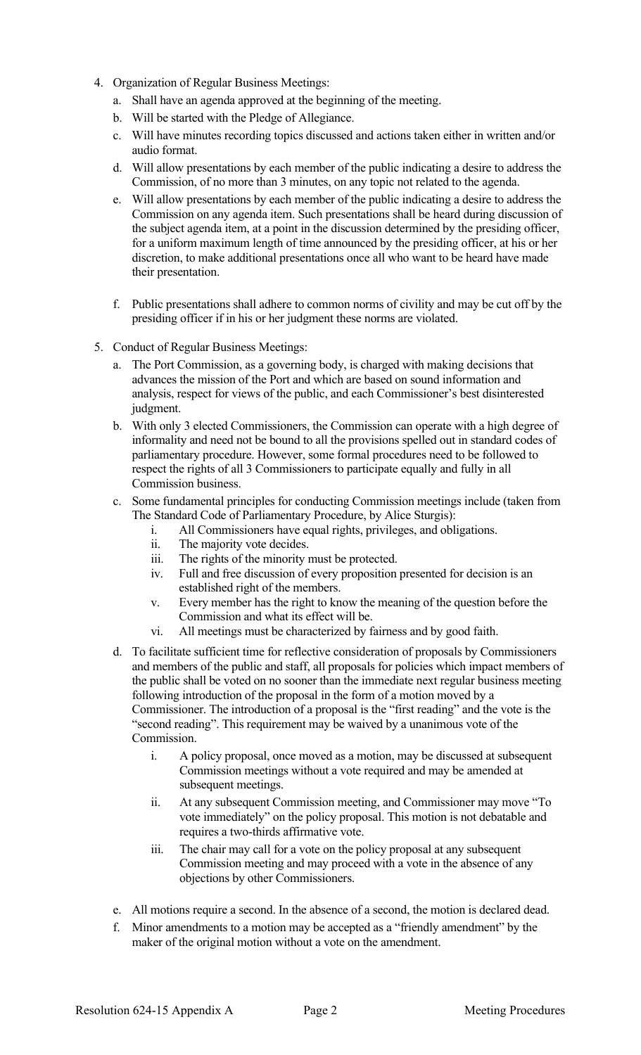4. Organization of Regular Business Meetings:
   a. Shall have an agenda approved at the beginning of the meeting.
   b. Will be started with the Pledge of Allegiance.
   c. Will have minutes recording topics discussed and actions taken either in written and/or audio format.
   d. Will allow presentations by each member of the public indicating a desire to address the Commission, of no more than 3 minutes, on any topic not related to the agenda.
   e. Will allow presentations by each member of the public indicating a desire to address the Commission on any agenda item. Such presentations shall be heard during discussion of the subject agenda item, at a point in the discussion determined by the presiding officer, for a uniform maximum length of time announced by the presiding officer, at his or her discretion, to make additional presentations once all who want to be heard have made their presentation.
   f. Public presentations shall adhere to common norms of civility and may be cut off by the presiding officer if in his or her judgment these norms are violated.

5. Conduct of Regular Business Meetings:
   a. The Port Commission, as a governing body, is charged with making decisions that advances the mission of the Port and which are based on sound information and analysis, respect for views of the public, and each Commissioner's best disinterested judgment.
   b. With only 3 elected Commissioners, the Commission can operate with a high degree of informality and need not be bound to all the provisions spelled out in standard codes of parliamentary procedure. However, some formal procedures need to be followed to respect the rights of all 3 Commissioners to participate equally and fully in all Commission business.
   c. Some fundamental principles for conducting Commission meetings include (taken from The Standard Code of Parliamentary Procedure, by Alice Sturgis):
      i. All Commissioners have equal rights, privileges, and obligations.
      ii. The majority vote decides.
      iii. The rights of the minority must be protected.
      iv. Full and free discussion of every proposition presented for decision is an established right of the members.
      v. Every member has the right to know the meaning of the question before the Commission and what its effect will be.
      vi. All meetings must be characterized by fairness and by good faith.
   d. To facilitate sufficient time for reflective consideration of proposals by Commissioners and members of the public and staff, all proposals for policies which impact members of the public shall be voted on no sooner than the immediate next regular business meeting following introduction of the proposal in the form of a motion moved by a Commissioner. The introduction of a proposal is the "first reading" and the vote is the "second reading". This requirement may be waived by a unanimous vote of the Commission.
      i. A policy proposal, once moved as a motion, may be discussed at subsequent Commission meetings without a vote required and may be amended at subsequent meetings.
      ii. At any subsequent Commission meeting, and Commissioner may move "To vote immediately" on the policy proposal. This motion is not debatable and requires a two-thirds affirmative vote.
      iii. The chair may call for a vote on the policy proposal at any subsequent Commission meeting and may proceed with a vote in the absence of any objections by other Commissioners.
   e. All motions require a second. In the absence of a second, the motion is declared dead.
   f. Minor amendments to a motion may be accepted as a "friendly amendment" by the maker of the original motion without a vote on the amendment.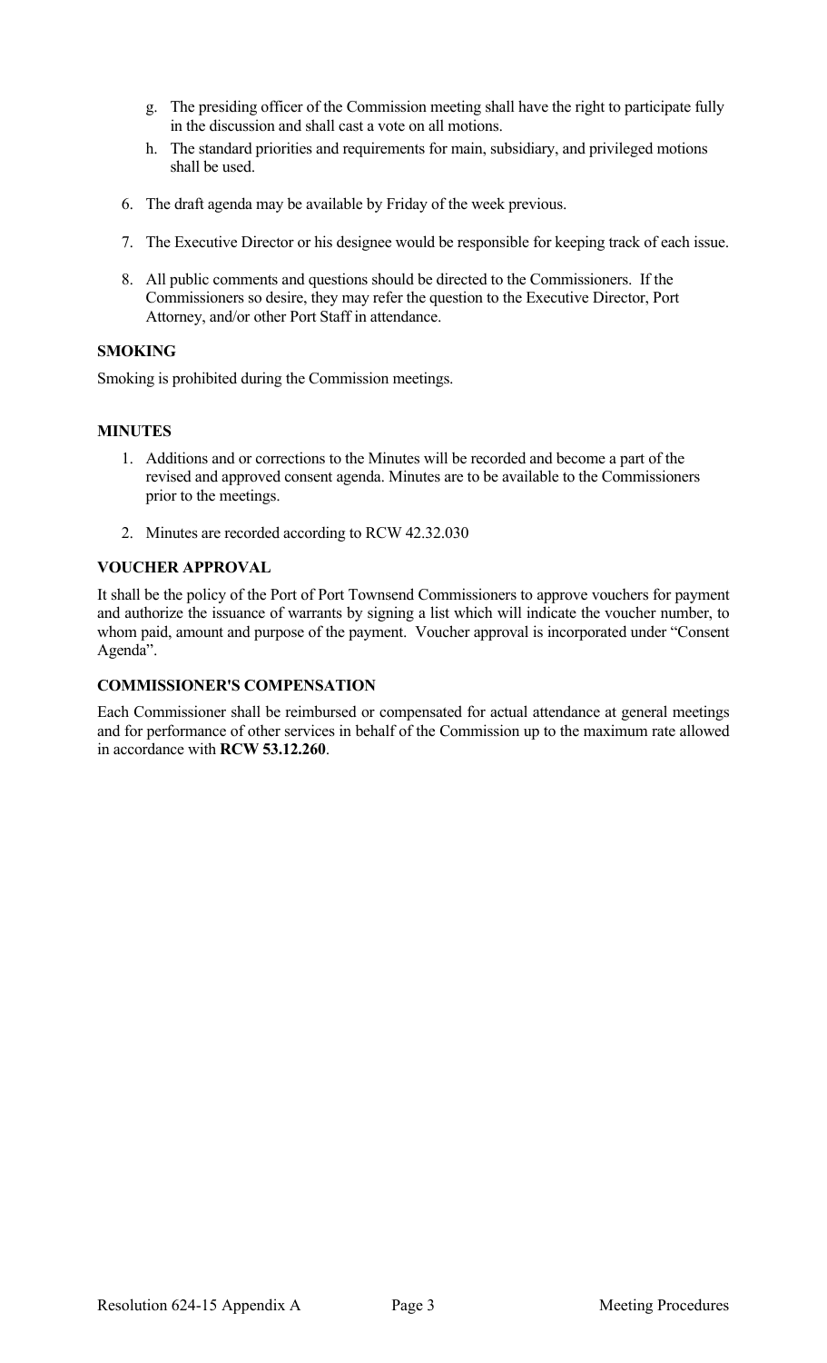g. The presiding officer of the Commission meeting shall have the right to participate fully in the discussion and shall cast a vote on all motions.

h. The standard priorities and requirements for main, subsidiary, and privileged motions shall be used.

6. The draft agenda may be available by Friday of the week previous.

7. The Executive Director or his designee would be responsible for keeping track of each issue.

8. All public comments and questions should be directed to the Commissioners. If the Commissioners so desire, they may refer the question to the Executive Director, Port Attorney, and/or other Port Staff in attendance.

**SMOKING**

Smoking is prohibited during the Commission meetings.

**MINUTES**

1. Additions and or corrections to the Minutes will be recorded and become a part of the revised and approved consent agenda. Minutes are to be available to the Commissioners prior to the meetings.

2. Minutes are recorded according to RCW 42.32.030

**VOUCHER APPROVAL**

It shall be the policy of the Port of Port Townsend Commissioners to approve vouchers for payment and authorize the issuance of warrants by signing a list which will indicate the voucher number, to whom paid, amount and purpose of the payment. Voucher approval is incorporated under "Consent Agenda".

**COMMISSIONER'S COMPENSATION**

Each Commissioner shall be reimbursed or compensated for actual attendance at general meetings and for performance of other services in behalf of the Commission up to the maximum rate allowed in accordance with **RCW 53.12.260**.